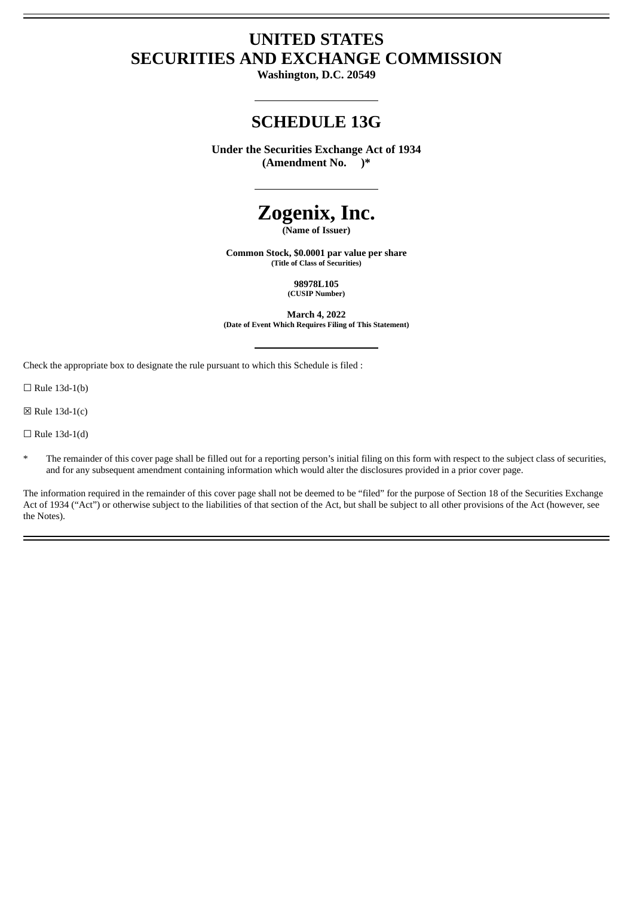# UNITED STATES
# SECURITIES AND EXCHANGE COMMISSION

**Washington, D.C. 20549**

---

## SCHEDULE 13G

**Under the Securities Exchange Act of 1934**
**(Amendment No. )***

---

# Zogenix, Inc.

**(Name of Issuer)**

**Common Stock, $0.0001 par value per share**
**(Title of Class of Securities)**

**98978L105**
**(CUSIP Number)**

**March 4, 2022**
**(Date of Event Which Requires Filing of This Statement)**

---

Check the appropriate box to designate the rule pursuant to which this Schedule is filed :

☐ Rule 13d-1(b)

☒ Rule 13d-1(c)

☐ Rule 13d-1(d)

\* The remainder of this cover page shall be filled out for a reporting person's initial filing on this form with respect to the subject class of securities, and for any subsequent amendment containing information which would alter the disclosures provided in a prior cover page.

The information required in the remainder of this cover page shall not be deemed to be "filed" for the purpose of Section 18 of the Securities Exchange Act of 1934 ("Act") or otherwise subject to the liabilities of that section of the Act, but shall be subject to all other provisions of the Act (however, see the Notes).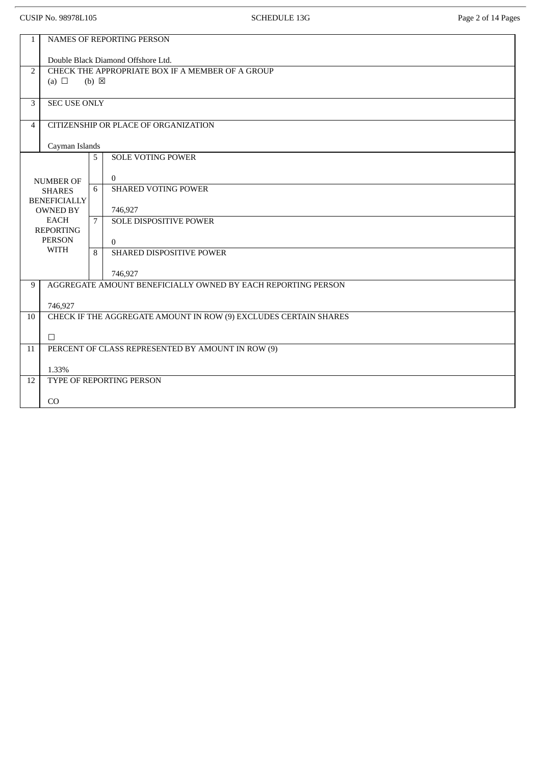| 1 | NAMES OF REPORTING PERSON<br><br>Double Black Diamond Offshore Ltd. | | |
|---|---|---|---|
| 2 | CHECK THE APPROPRIATE BOX IF A MEMBER OF A GROUP<br>(a) ☐ (b) ☒ | | |
| 3 | SEC USE ONLY | | |
| 4 | CITIZENSHIP OR PLACE OF ORGANIZATION<br><br>Cayman Islands | | |
| NUMBER OF SHARES BENEFICIALLY OWNED BY EACH REPORTING PERSON WITH | | 5 | SOLE VOTING POWER<br><br>0 |
| | | 6 | SHARED VOTING POWER<br><br>746,927 |
| | | 7 | SOLE DISPOSITIVE POWER<br><br>0 |
| | | 8 | SHARED DISPOSITIVE POWER<br><br>746,927 |
| 9 | AGGREGATE AMOUNT BENEFICIALLY OWNED BY EACH REPORTING PERSON<br><br>746,927 | | |
| 10 | CHECK IF THE AGGREGATE AMOUNT IN ROW (9) EXCLUDES CERTAIN SHARES<br><br>☐ | | |
| 11 | PERCENT OF CLASS REPRESENTED BY AMOUNT IN ROW (9)<br><br>1.33% | | |
| 12 | TYPE OF REPORTING PERSON<br><br>CO | | |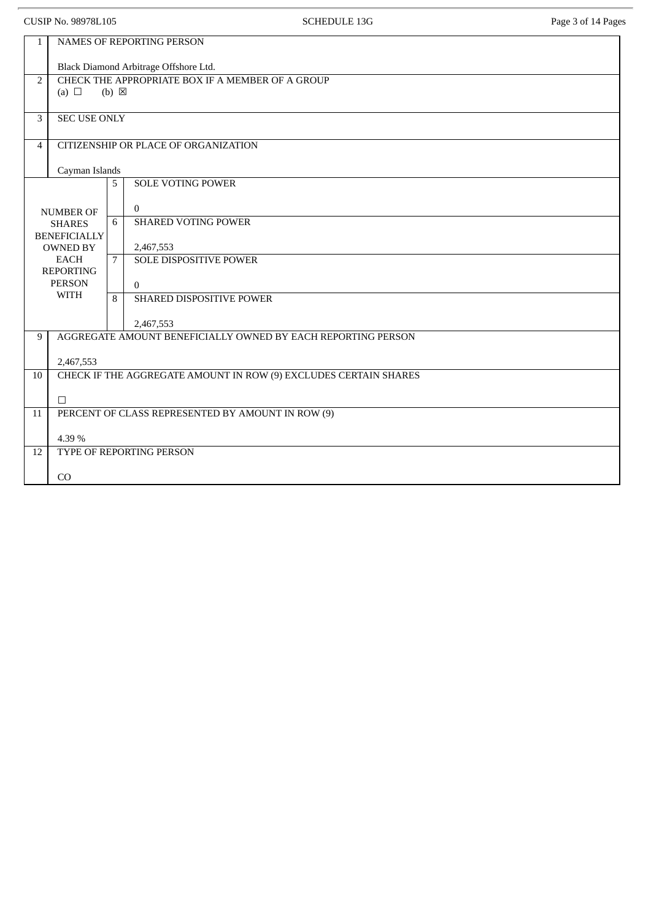| 1 | NAMES OF REPORTING PERSON<br><br>Black Diamond Arbitrage Offshore Ltd. | | |
|---|---|---|---|
| 2 | CHECK THE APPROPRIATE BOX IF A MEMBER OF A GROUP<br>(a) ☐ (b) ☒ | | |
| 3 | SEC USE ONLY | | |
| 4 | CITIZENSHIP OR PLACE OF ORGANIZATION<br><br>Cayman Islands | | |
| NUMBER OF SHARES BENEFICIALLY OWNED BY EACH REPORTING PERSON WITH | | 5 | SOLE VOTING POWER<br><br>0 |
| | | 6 | SHARED VOTING POWER<br><br>2,467,553 |
| | | 7 | SOLE DISPOSITIVE POWER<br><br>0 |
| | | 8 | SHARED DISPOSITIVE POWER<br><br>2,467,553 |
| 9 | AGGREGATE AMOUNT BENEFICIALLY OWNED BY EACH REPORTING PERSON<br><br>2,467,553 | | |
| 10 | CHECK IF THE AGGREGATE AMOUNT IN ROW (9) EXCLUDES CERTAIN SHARES<br><br>☐ | | |
| 11 | PERCENT OF CLASS REPRESENTED BY AMOUNT IN ROW (9)<br><br>4.39 % | | |
| 12 | TYPE OF REPORTING PERSON<br><br>CO | | |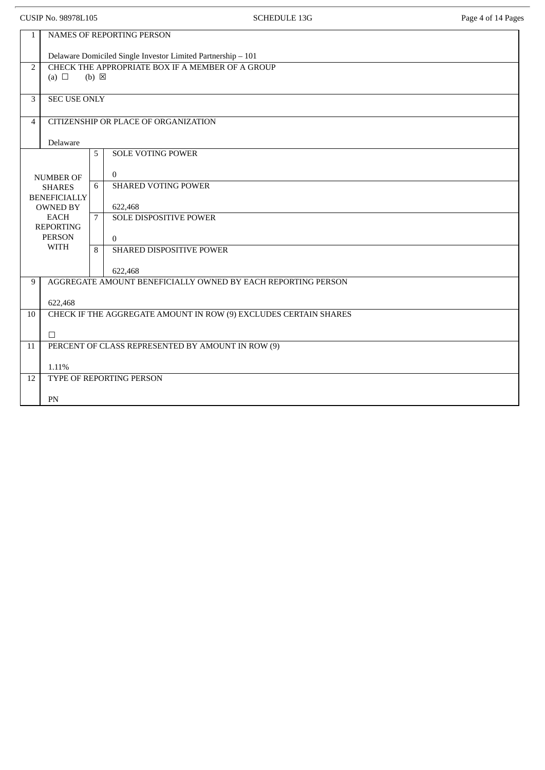CUSIP No. 98978L105 SCHEDULE 13G

| | | | |
|---|---|---|---|
| 1 | NAMES OF REPORTING PERSON<br><br>Delaware Domiciled Single Investor Limited Partnership – 101 | | |
| 2 | CHECK THE APPROPRIATE BOX IF A MEMBER OF A GROUP<br>(a) ☐ (b) ☒ | | |
| 3 | SEC USE ONLY | | |
| 4 | CITIZENSHIP OR PLACE OF ORGANIZATION<br><br>Delaware | | |
| NUMBER OF SHARES BENEFICIALLY OWNED BY EACH REPORTING PERSON WITH | 5 | SOLE VOTING POWER<br><br>0 | |
| | 6 | SHARED VOTING POWER<br><br>622,468 | |
| | 7 | SOLE DISPOSITIVE POWER<br><br>0 | |
| | 8 | SHARED DISPOSITIVE POWER<br><br>622,468 | |
| 9 | AGGREGATE AMOUNT BENEFICIALLY OWNED BY EACH REPORTING PERSON<br><br>622,468 | | |
| 10 | CHECK IF THE AGGREGATE AMOUNT IN ROW (9) EXCLUDES CERTAIN SHARES<br><br>☐ | | |
| 11 | PERCENT OF CLASS REPRESENTED BY AMOUNT IN ROW (9)<br><br>1.11% | | |
| 12 | TYPE OF REPORTING PERSON<br><br>PN | | |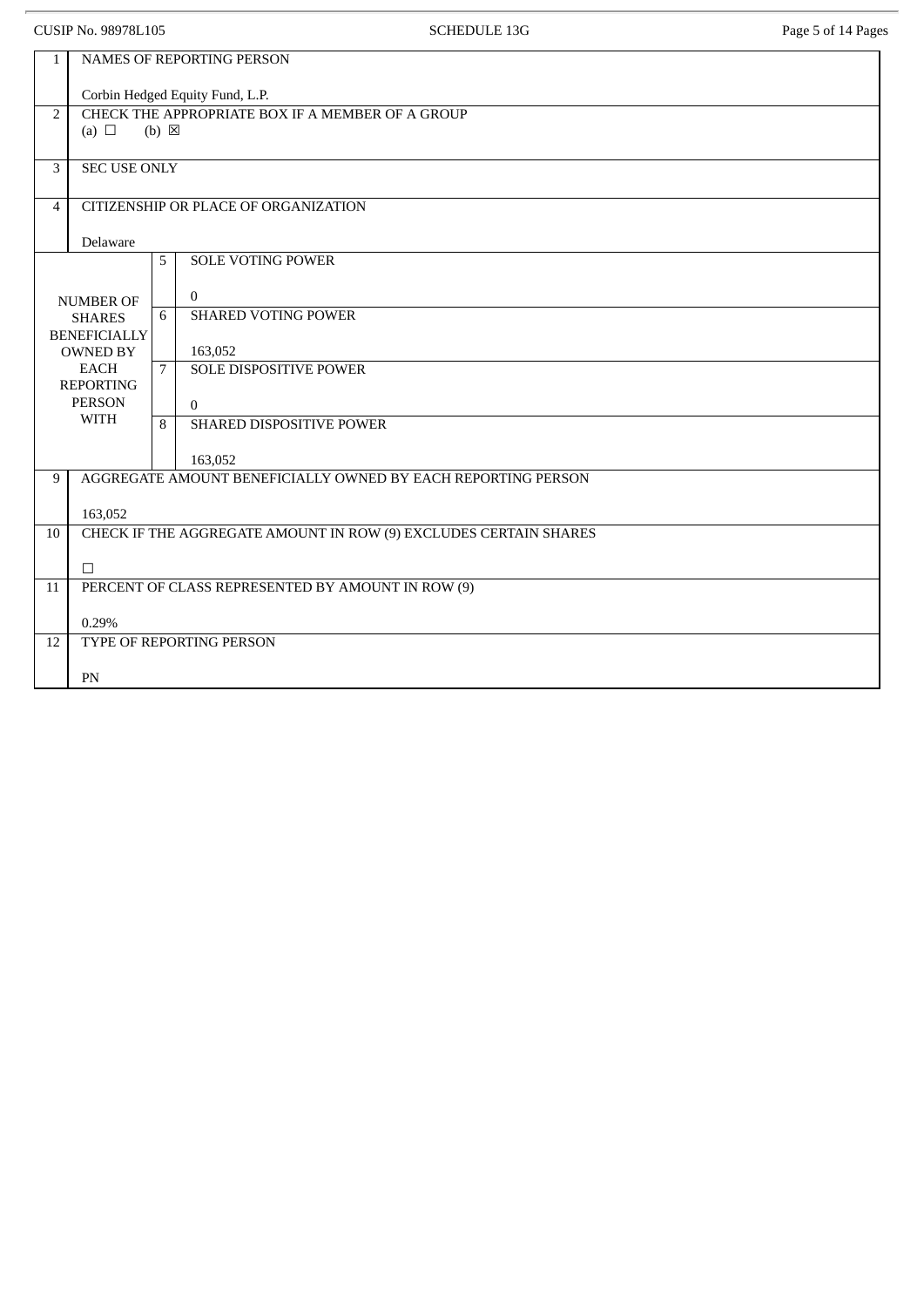| | | | |
|---|---|---|---|
| 1 | NAMES OF REPORTING PERSON<br><br>Corbin Hedged Equity Fund, L.P. | | |
| 2 | CHECK THE APPROPRIATE BOX IF A MEMBER OF A GROUP<br>(a) ☐ (b) ☒ | | |
| 3 | SEC USE ONLY | | |
| 4 | CITIZENSHIP OR PLACE OF ORGANIZATION<br><br>Delaware | | |
| NUMBER OF SHARES BENEFICIALLY OWNED BY EACH REPORTING PERSON WITH | | 5 | SOLE VOTING POWER<br><br>0 |
| | | 6 | SHARED VOTING POWER<br><br>163,052 |
| | | 7 | SOLE DISPOSITIVE POWER<br><br>0 |
| | | 8 | SHARED DISPOSITIVE POWER<br><br>163,052 |
| 9 | AGGREGATE AMOUNT BENEFICIALLY OWNED BY EACH REPORTING PERSON<br><br>163,052 | | |
| 10 | CHECK IF THE AGGREGATE AMOUNT IN ROW (9) EXCLUDES CERTAIN SHARES<br><br>☐ | | |
| 11 | PERCENT OF CLASS REPRESENTED BY AMOUNT IN ROW (9)<br><br>0.29% | | |
| 12 | TYPE OF REPORTING PERSON<br><br>PN | | |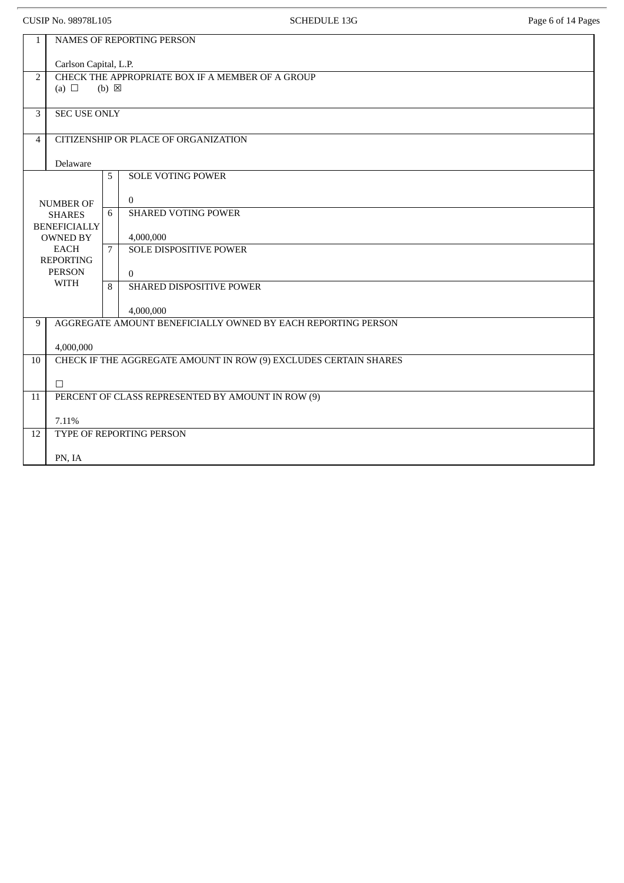CUSIP No. 98978L105

SCHEDULE 13G

| | | | |
|---|---|---|---|
| 1 | NAMES OF REPORTING PERSON<br><br>Carlson Capital, L.P. | | |
| 2 | CHECK THE APPROPRIATE BOX IF A MEMBER OF A GROUP<br>(a) ☐ (b) ☒ | | |
| 3 | SEC USE ONLY | | |
| 4 | CITIZENSHIP OR PLACE OF ORGANIZATION<br><br>Delaware | | |
| NUMBER OF SHARES BENEFICIALLY OWNED BY EACH REPORTING PERSON WITH | | 5 | SOLE VOTING POWER<br><br>0 |
| | | 6 | SHARED VOTING POWER<br><br>4,000,000 |
| | | 7 | SOLE DISPOSITIVE POWER<br><br>0 |
| | | 8 | SHARED DISPOSITIVE POWER<br><br>4,000,000 |
| 9 | AGGREGATE AMOUNT BENEFICIALLY OWNED BY EACH REPORTING PERSON<br><br>4,000,000 | | |
| 10 | CHECK IF THE AGGREGATE AMOUNT IN ROW (9) EXCLUDES CERTAIN SHARES<br><br>☐ | | |
| 11 | PERCENT OF CLASS REPRESENTED BY AMOUNT IN ROW (9)<br><br>7.11% | | |
| 12 | TYPE OF REPORTING PERSON<br><br>PN, IA | | |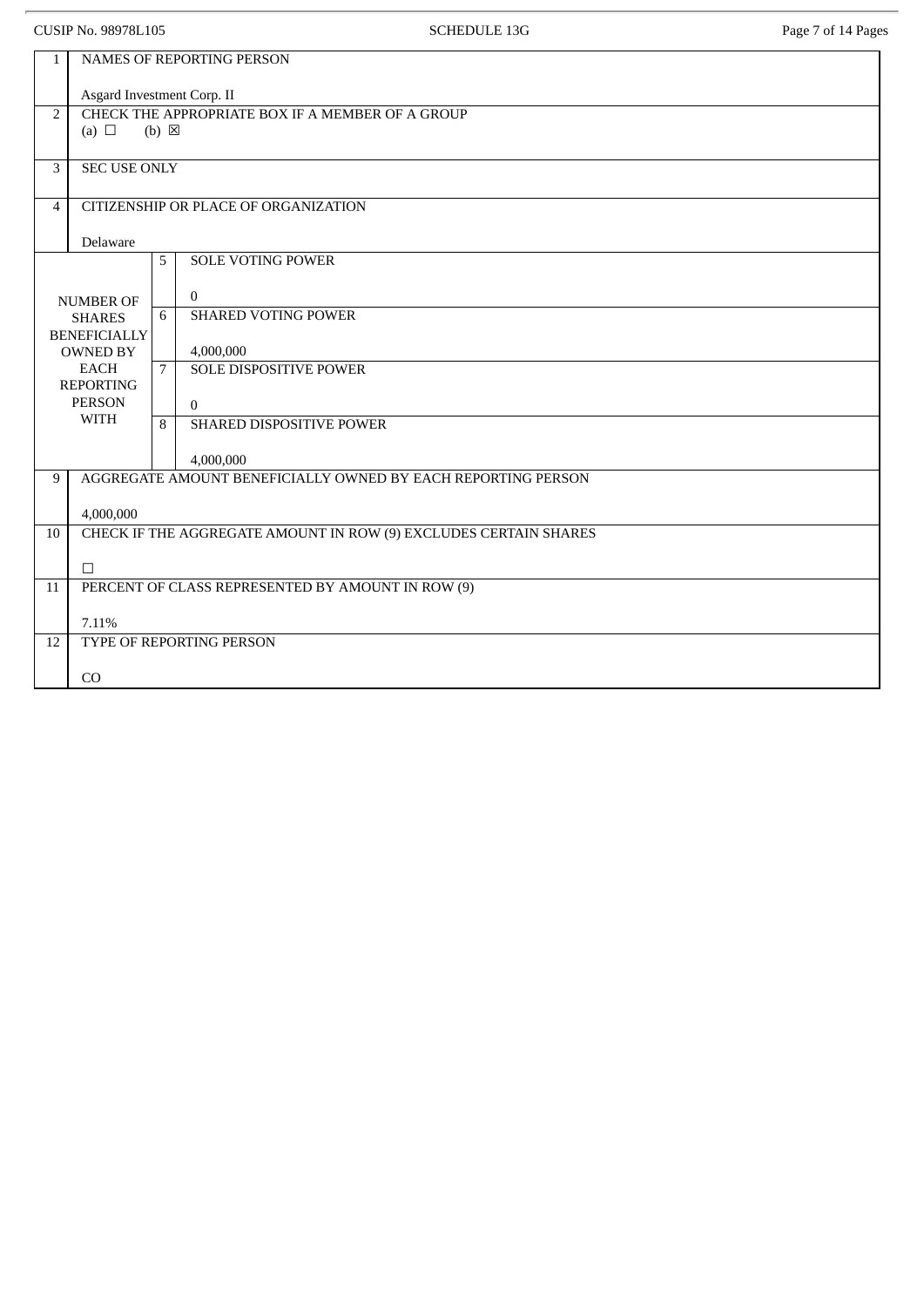CUSIP No. 98978L105 SCHEDULE 13G

| | | | |
|---|---|---|---|
| 1 | NAMES OF REPORTING PERSON<br><br>Asgard Investment Corp. II | | |
| 2 | CHECK THE APPROPRIATE BOX IF A MEMBER OF A GROUP<br>(a) ☐ (b) ☒ | | |
| 3 | SEC USE ONLY | | |
| 4 | CITIZENSHIP OR PLACE OF ORGANIZATION<br><br>Delaware | | |
| NUMBER OF SHARES BENEFICIALLY OWNED BY EACH REPORTING PERSON WITH | | 5 | SOLE VOTING POWER<br><br>0 |
| | | 6 | SHARED VOTING POWER<br><br>4,000,000 |
| | | 7 | SOLE DISPOSITIVE POWER<br><br>0 |
| | | 8 | SHARED DISPOSITIVE POWER<br><br>4,000,000 |
| 9 | AGGREGATE AMOUNT BENEFICIALLY OWNED BY EACH REPORTING PERSON<br><br>4,000,000 | | |
| 10 | CHECK IF THE AGGREGATE AMOUNT IN ROW (9) EXCLUDES CERTAIN SHARES<br><br>☐ | | |
| 11 | PERCENT OF CLASS REPRESENTED BY AMOUNT IN ROW (9)<br><br>7.11% | | |
| 12 | TYPE OF REPORTING PERSON<br><br>CO | | |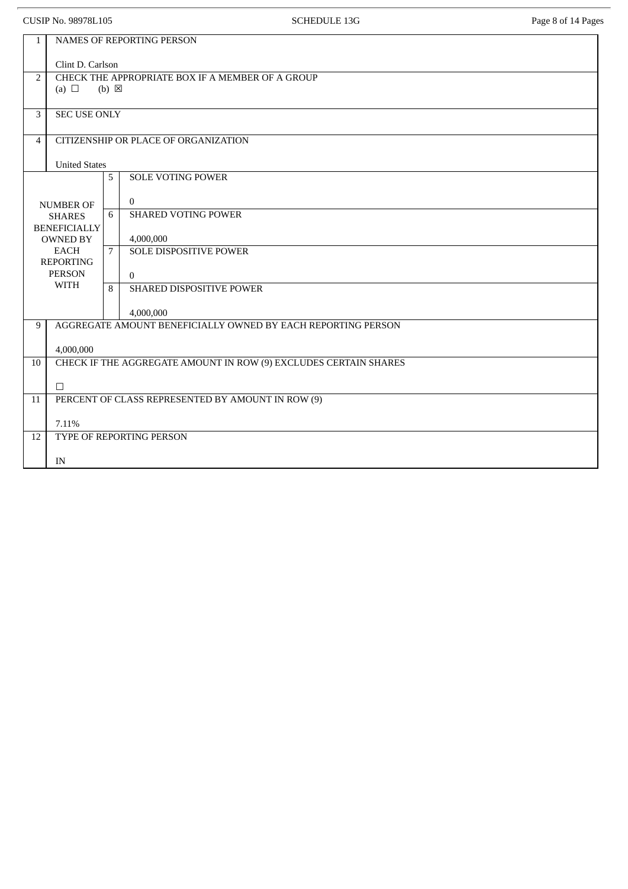| | | | |
|---|---|---|---|
| 1 | NAMES OF REPORTING PERSON<br><br>Clint D. Carlson | | |
| 2 | CHECK THE APPROPRIATE BOX IF A MEMBER OF A GROUP<br>(a) ☐ (b) ☒ | | |
| 3 | SEC USE ONLY | | |
| 4 | CITIZENSHIP OR PLACE OF ORGANIZATION<br><br>United States | | |
| NUMBER OF SHARES BENEFICIALLY OWNED BY EACH REPORTING PERSON WITH | | 5 | SOLE VOTING POWER<br><br>0 |
| | | 6 | SHARED VOTING POWER<br><br>4,000,000 |
| | | 7 | SOLE DISPOSITIVE POWER<br><br>0 |
| | | 8 | SHARED DISPOSITIVE POWER<br><br>4,000,000 |
| 9 | AGGREGATE AMOUNT BENEFICIALLY OWNED BY EACH REPORTING PERSON<br><br>4,000,000 | | |
| 10 | CHECK IF THE AGGREGATE AMOUNT IN ROW (9) EXCLUDES CERTAIN SHARES<br><br>☐ | | |
| 11 | PERCENT OF CLASS REPRESENTED BY AMOUNT IN ROW (9)<br><br>7.11% | | |
| 12 | TYPE OF REPORTING PERSON<br><br>IN | | |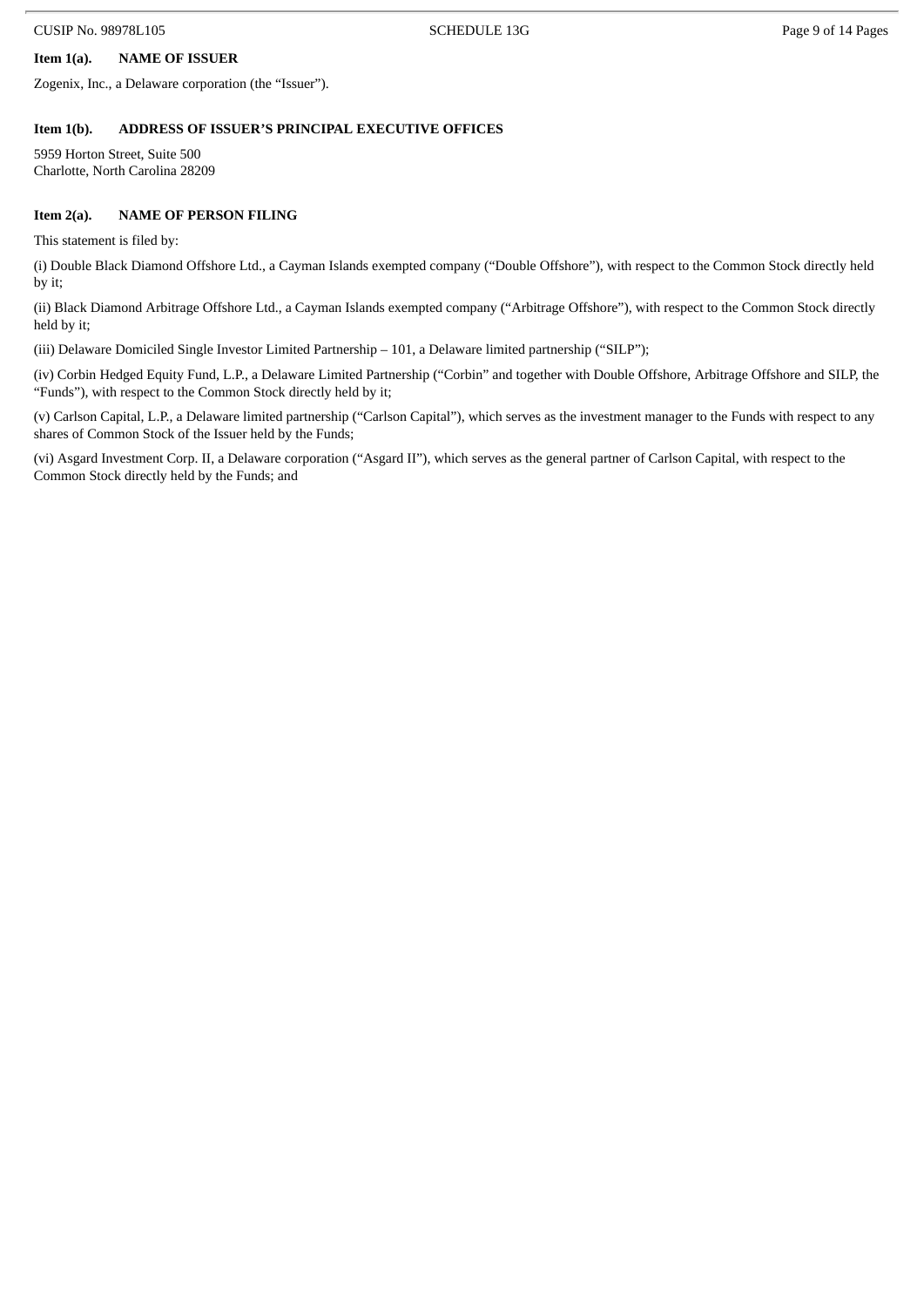**Item 1(a). NAME OF ISSUER**

Zogenix, Inc., a Delaware corporation (the "Issuer").

**Item 1(b). ADDRESS OF ISSUER'S PRINCIPAL EXECUTIVE OFFICES**

5959 Horton Street, Suite 500
Charlotte, North Carolina 28209

**Item 2(a). NAME OF PERSON FILING**

This statement is filed by:

(i) Double Black Diamond Offshore Ltd., a Cayman Islands exempted company ("Double Offshore"), with respect to the Common Stock directly held by it;

(ii) Black Diamond Arbitrage Offshore Ltd., a Cayman Islands exempted company ("Arbitrage Offshore"), with respect to the Common Stock directly held by it;

(iii) Delaware Domiciled Single Investor Limited Partnership – 101, a Delaware limited partnership ("SILP");

(iv) Corbin Hedged Equity Fund, L.P., a Delaware Limited Partnership ("Corbin" and together with Double Offshore, Arbitrage Offshore and SILP, the "Funds"), with respect to the Common Stock directly held by it;

(v) Carlson Capital, L.P., a Delaware limited partnership ("Carlson Capital"), which serves as the investment manager to the Funds with respect to any shares of Common Stock of the Issuer held by the Funds;

(vi) Asgard Investment Corp. II, a Delaware corporation ("Asgard II"), which serves as the general partner of Carlson Capital, with respect to the Common Stock directly held by the Funds; and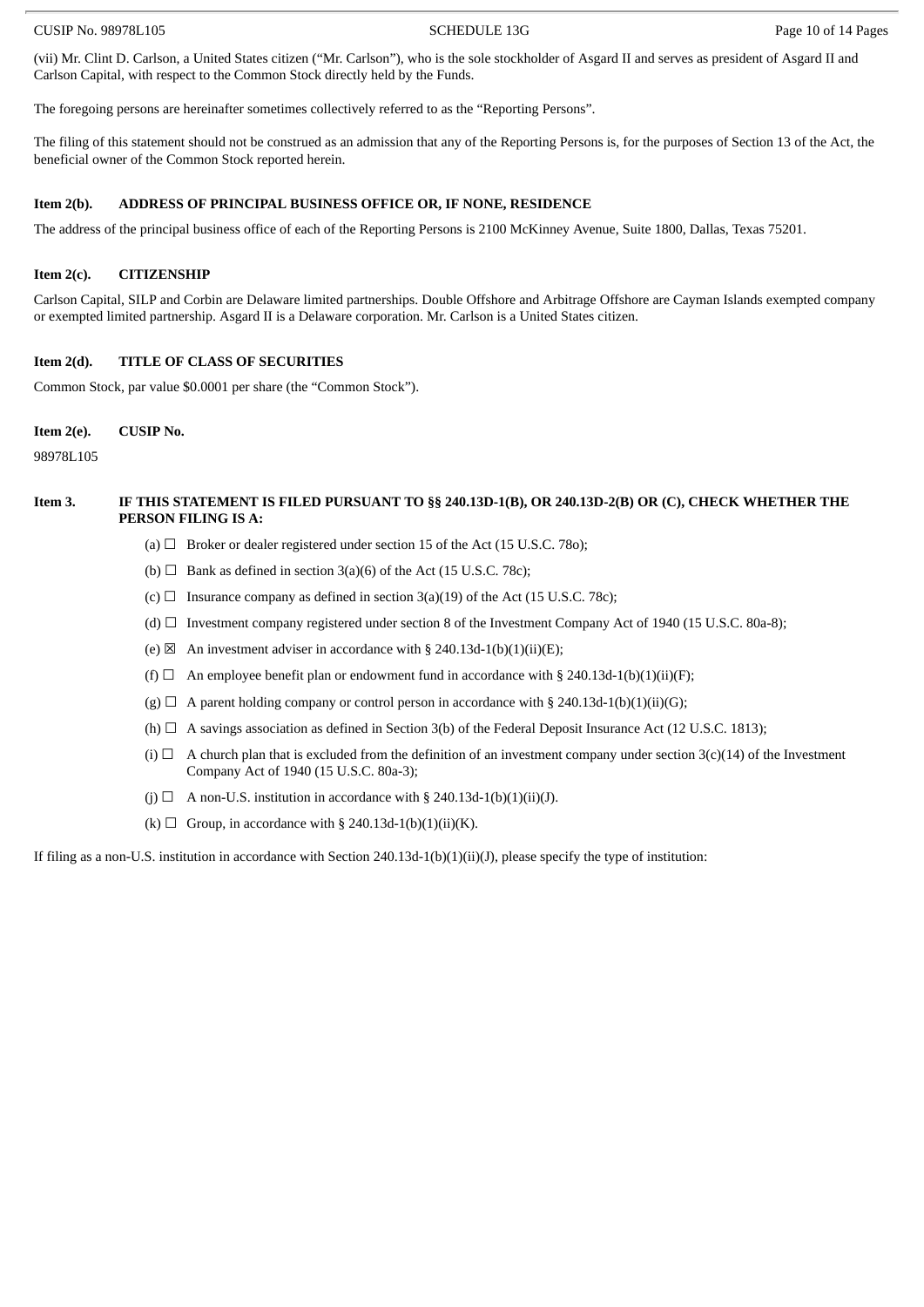(vii) Mr. Clint D. Carlson, a United States citizen ("Mr. Carlson"), who is the sole stockholder of Asgard II and serves as president of Asgard II and Carlson Capital, with respect to the Common Stock directly held by the Funds.

The foregoing persons are hereinafter sometimes collectively referred to as the "Reporting Persons".

The filing of this statement should not be construed as an admission that any of the Reporting Persons is, for the purposes of Section 13 of the Act, the beneficial owner of the Common Stock reported herein.

**Item 2(b). ADDRESS OF PRINCIPAL BUSINESS OFFICE OR, IF NONE, RESIDENCE**

The address of the principal business office of each of the Reporting Persons is 2100 McKinney Avenue, Suite 1800, Dallas, Texas 75201.

**Item 2(c). CITIZENSHIP**

Carlson Capital, SILP and Corbin are Delaware limited partnerships. Double Offshore and Arbitrage Offshore are Cayman Islands exempted company or exempted limited partnership. Asgard II is a Delaware corporation. Mr. Carlson is a United States citizen.

**Item 2(d). TITLE OF CLASS OF SECURITIES**

Common Stock, par value $0.0001 per share (the "Common Stock").

**Item 2(e). CUSIP No.**

98978L105

**Item 3. IF THIS STATEMENT IS FILED PURSUANT TO §§ 240.13D-1(B), OR 240.13D-2(B) OR (C), CHECK WHETHER THE PERSON FILING IS A:**

(a) ☐ Broker or dealer registered under section 15 of the Act (15 U.S.C. 78o);

(b) ☐ Bank as defined in section 3(a)(6) of the Act (15 U.S.C. 78c);

(c) ☐ Insurance company as defined in section 3(a)(19) of the Act (15 U.S.C. 78c);

(d) ☐ Investment company registered under section 8 of the Investment Company Act of 1940 (15 U.S.C. 80a-8);

(e) ☒ An investment adviser in accordance with § 240.13d-1(b)(1)(ii)(E);

(f) ☐ An employee benefit plan or endowment fund in accordance with § 240.13d-1(b)(1)(ii)(F);

(g) ☐ A parent holding company or control person in accordance with § 240.13d-1(b)(1)(ii)(G);

(h) ☐ A savings association as defined in Section 3(b) of the Federal Deposit Insurance Act (12 U.S.C. 1813);

(i) ☐ A church plan that is excluded from the definition of an investment company under section 3(c)(14) of the Investment Company Act of 1940 (15 U.S.C. 80a-3);

(j) ☐ A non-U.S. institution in accordance with § 240.13d-1(b)(1)(ii)(J).

(k) ☐ Group, in accordance with § 240.13d-1(b)(1)(ii)(K).

If filing as a non-U.S. institution in accordance with Section 240.13d-1(b)(1)(ii)(J), please specify the type of institution: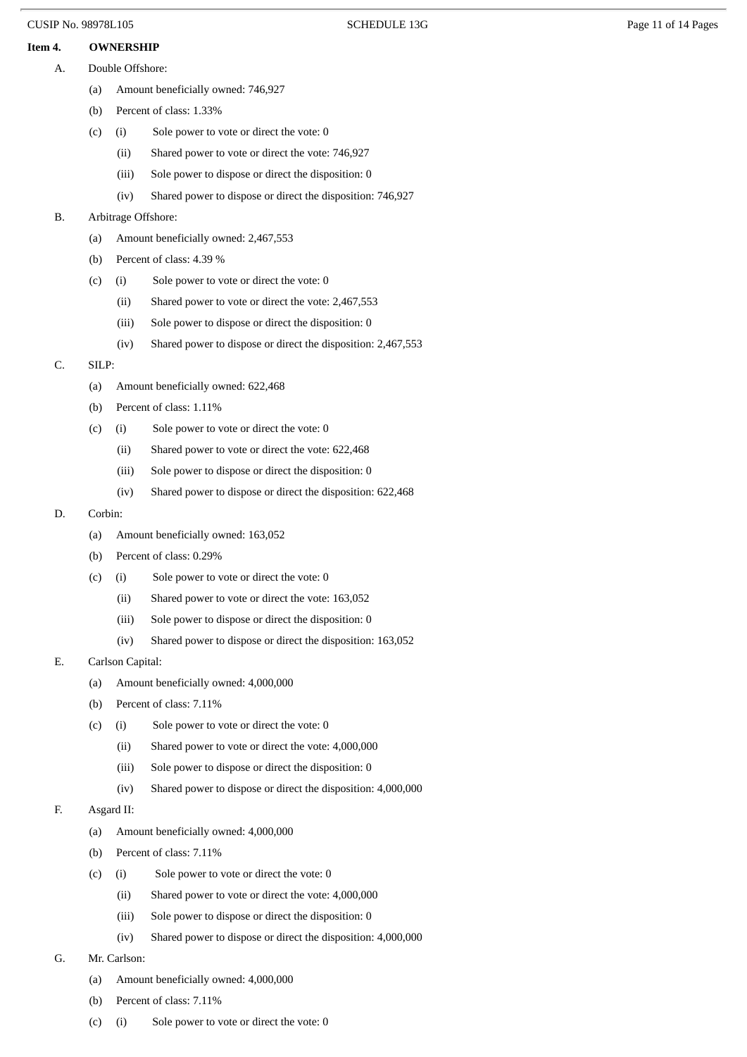**Item 4. OWNERSHIP**

A. Double Offshore:

(a) Amount beneficially owned: 746,927

(b) Percent of class: 1.33%

(c) (i) Sole power to vote or direct the vote: 0

(ii) Shared power to vote or direct the vote: 746,927

(iii) Sole power to dispose or direct the disposition: 0

(iv) Shared power to dispose or direct the disposition: 746,927

B. Arbitrage Offshore:

(a) Amount beneficially owned: 2,467,553

(b) Percent of class: 4.39 %

(c) (i) Sole power to vote or direct the vote: 0

(ii) Shared power to vote or direct the vote: 2,467,553

(iii) Sole power to dispose or direct the disposition: 0

(iv) Shared power to dispose or direct the disposition: 2,467,553

C. SILP:

(a) Amount beneficially owned: 622,468

(b) Percent of class: 1.11%

(c) (i) Sole power to vote or direct the vote: 0

(ii) Shared power to vote or direct the vote: 622,468

(iii) Sole power to dispose or direct the disposition: 0

(iv) Shared power to dispose or direct the disposition: 622,468

D. Corbin:

(a) Amount beneficially owned: 163,052

(b) Percent of class: 0.29%

(c) (i) Sole power to vote or direct the vote: 0

(ii) Shared power to vote or direct the vote: 163,052

(iii) Sole power to dispose or direct the disposition: 0

(iv) Shared power to dispose or direct the disposition: 163,052

E. Carlson Capital:

(a) Amount beneficially owned: 4,000,000

(b) Percent of class: 7.11%

(c) (i) Sole power to vote or direct the vote: 0

(ii) Shared power to vote or direct the vote: 4,000,000

(iii) Sole power to dispose or direct the disposition: 0

(iv) Shared power to dispose or direct the disposition: 4,000,000

F. Asgard II:

(a) Amount beneficially owned: 4,000,000

(b) Percent of class: 7.11%

(c) (i) Sole power to vote or direct the vote: 0

(ii) Shared power to vote or direct the vote: 4,000,000

(iii) Sole power to dispose or direct the disposition: 0

(iv) Shared power to dispose or direct the disposition: 4,000,000

G. Mr. Carlson:

(a) Amount beneficially owned: 4,000,000

(b) Percent of class: 7.11%

(c) (i) Sole power to vote or direct the vote: 0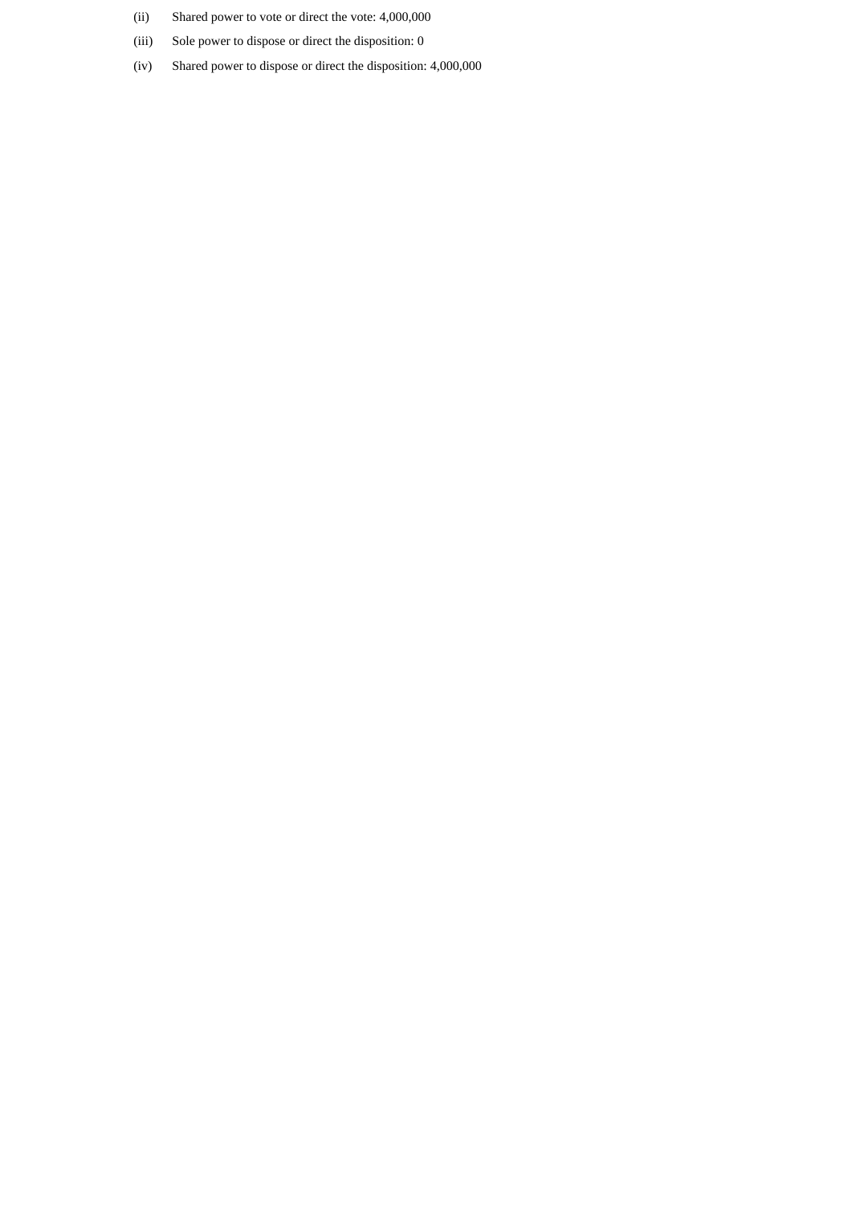(ii) Shared power to vote or direct the vote: 4,000,000

(iii) Sole power to dispose or direct the disposition: 0

(iv) Shared power to dispose or direct the disposition: 4,000,000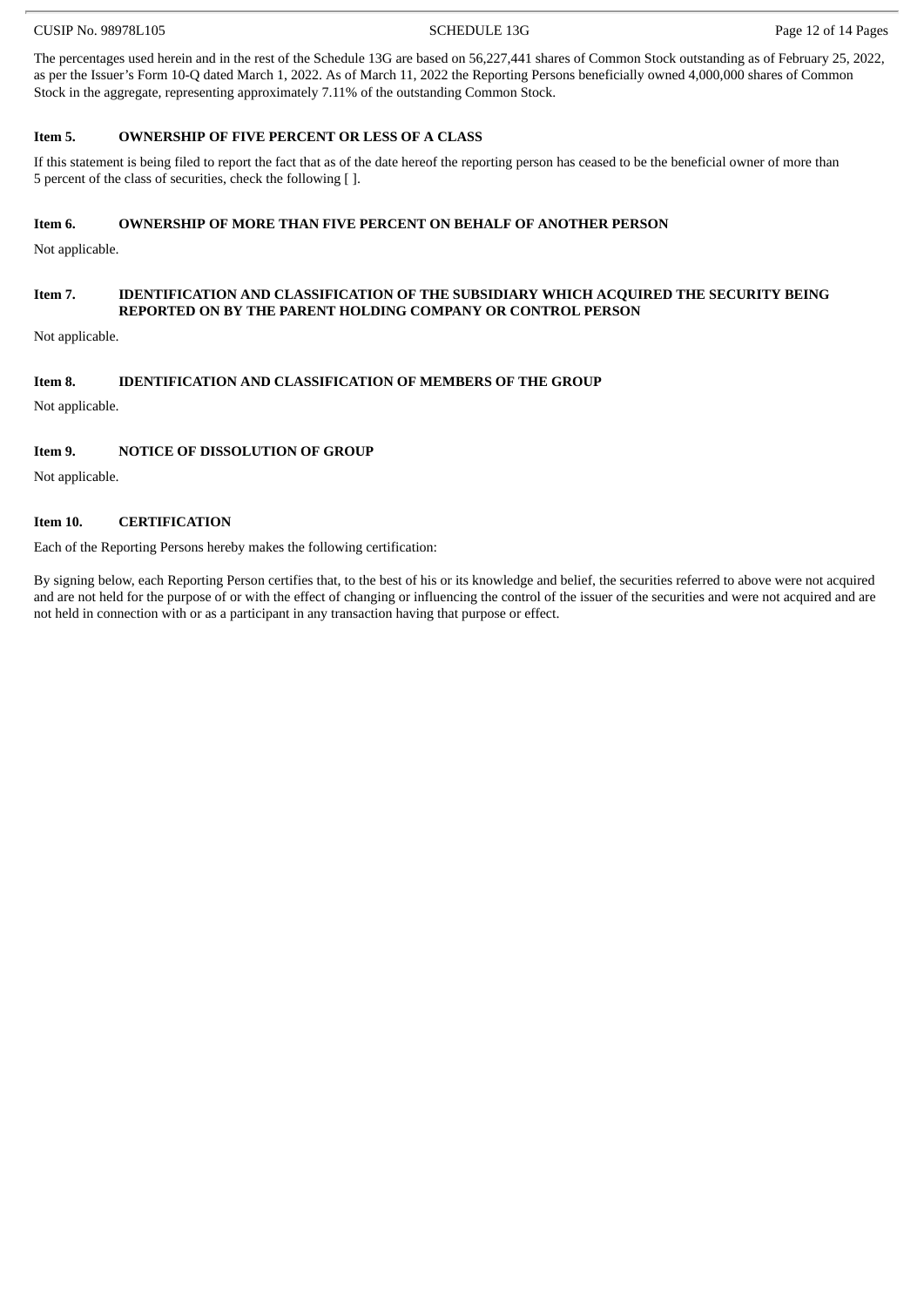The percentages used herein and in the rest of the Schedule 13G are based on 56,227,441 shares of Common Stock outstanding as of February 25, 2022, as per the Issuer's Form 10-Q dated March 1, 2022. As of March 11, 2022 the Reporting Persons beneficially owned 4,000,000 shares of Common Stock in the aggregate, representing approximately 7.11% of the outstanding Common Stock.

**Item 5. OWNERSHIP OF FIVE PERCENT OR LESS OF A CLASS**

If this statement is being filed to report the fact that as of the date hereof the reporting person has ceased to be the beneficial owner of more than 5 percent of the class of securities, check the following [ ].

**Item 6. OWNERSHIP OF MORE THAN FIVE PERCENT ON BEHALF OF ANOTHER PERSON**

Not applicable.

**Item 7. IDENTIFICATION AND CLASSIFICATION OF THE SUBSIDIARY WHICH ACQUIRED THE SECURITY BEING REPORTED ON BY THE PARENT HOLDING COMPANY OR CONTROL PERSON**

Not applicable.

**Item 8. IDENTIFICATION AND CLASSIFICATION OF MEMBERS OF THE GROUP**

Not applicable.

**Item 9. NOTICE OF DISSOLUTION OF GROUP**

Not applicable.

**Item 10. CERTIFICATION**

Each of the Reporting Persons hereby makes the following certification:

By signing below, each Reporting Person certifies that, to the best of his or its knowledge and belief, the securities referred to above were not acquired and are not held for the purpose of or with the effect of changing or influencing the control of the issuer of the securities and were not acquired and are not held in connection with or as a participant in any transaction having that purpose or effect.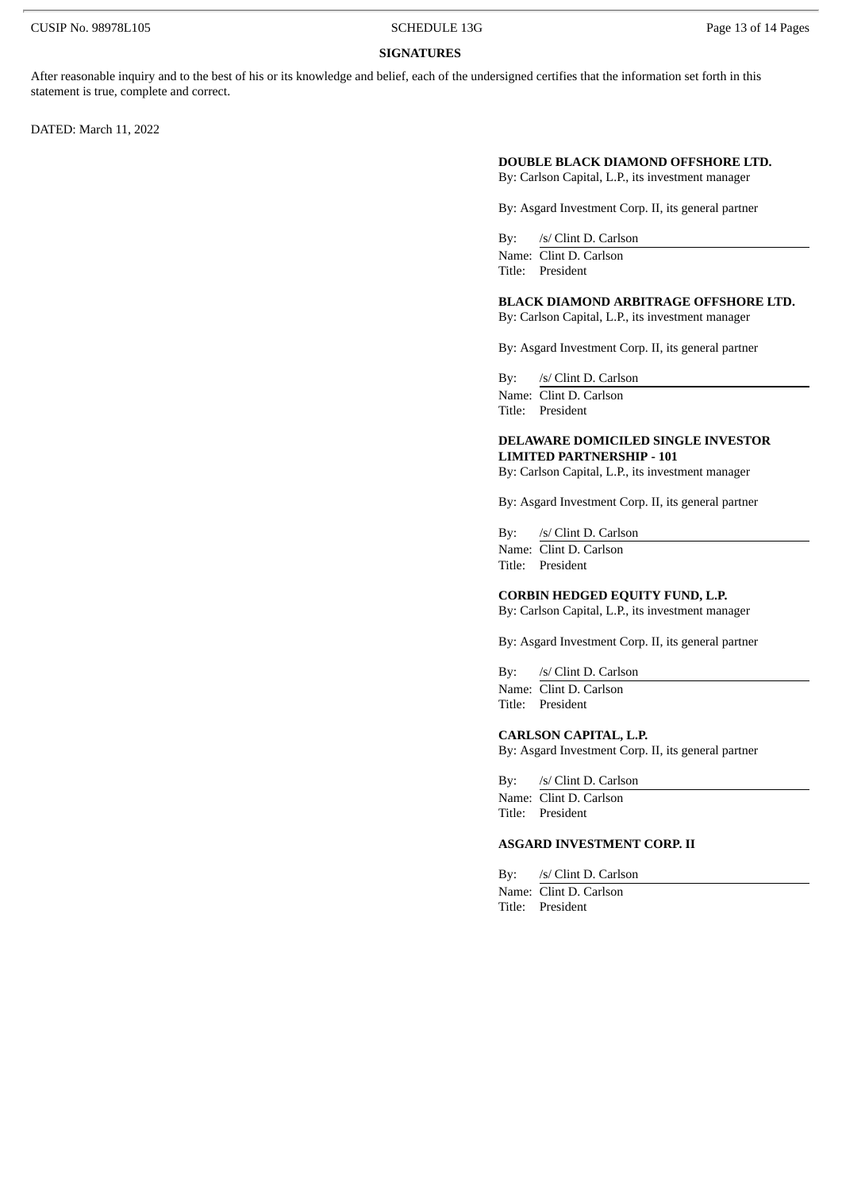## SIGNATURES

After reasonable inquiry and to the best of his or its knowledge and belief, each of the undersigned certifies that the information set forth in this statement is true, complete and correct.

DATED: March 11, 2022

**DOUBLE BLACK DIAMOND OFFSHORE LTD.**
By: Carlson Capital, L.P., its investment manager

By: Asgard Investment Corp. II, its general partner

By: /s/ Clint D. Carlson
Name: Clint D. Carlson
Title: President

**BLACK DIAMOND ARBITRAGE OFFSHORE LTD.**
By: Carlson Capital, L.P., its investment manager

By: Asgard Investment Corp. II, its general partner

By: /s/ Clint D. Carlson
Name: Clint D. Carlson
Title: President

**DELAWARE DOMICILED SINGLE INVESTOR LIMITED PARTNERSHIP - 101**
By: Carlson Capital, L.P., its investment manager

By: Asgard Investment Corp. II, its general partner

By: /s/ Clint D. Carlson
Name: Clint D. Carlson
Title: President

**CORBIN HEDGED EQUITY FUND, L.P.**
By: Carlson Capital, L.P., its investment manager

By: Asgard Investment Corp. II, its general partner

By: /s/ Clint D. Carlson
Name: Clint D. Carlson
Title: President

**CARLSON CAPITAL, L.P.**
By: Asgard Investment Corp. II, its general partner

By: /s/ Clint D. Carlson
Name: Clint D. Carlson
Title: President

**ASGARD INVESTMENT CORP. II**

By: /s/ Clint D. Carlson
Name: Clint D. Carlson
Title: President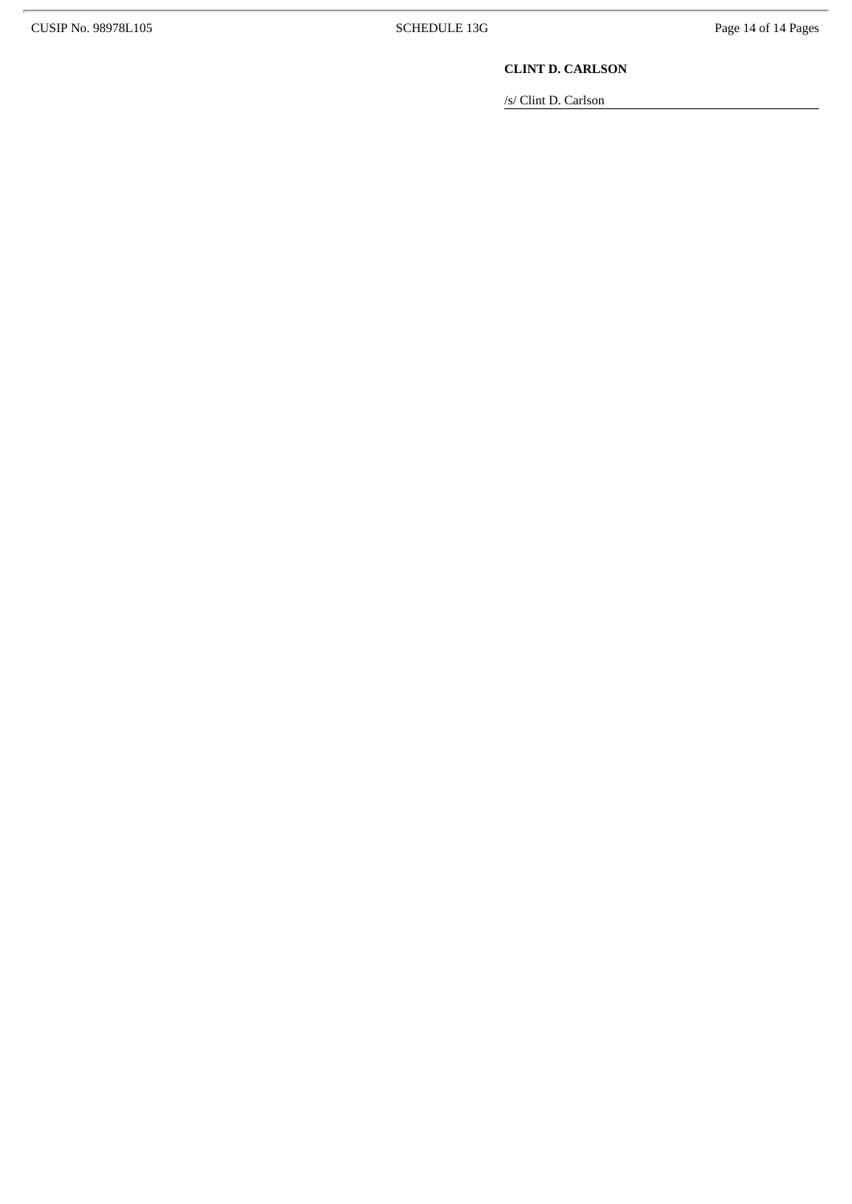**CLINT D. CARLSON**

/s/ Clint D. Carlson